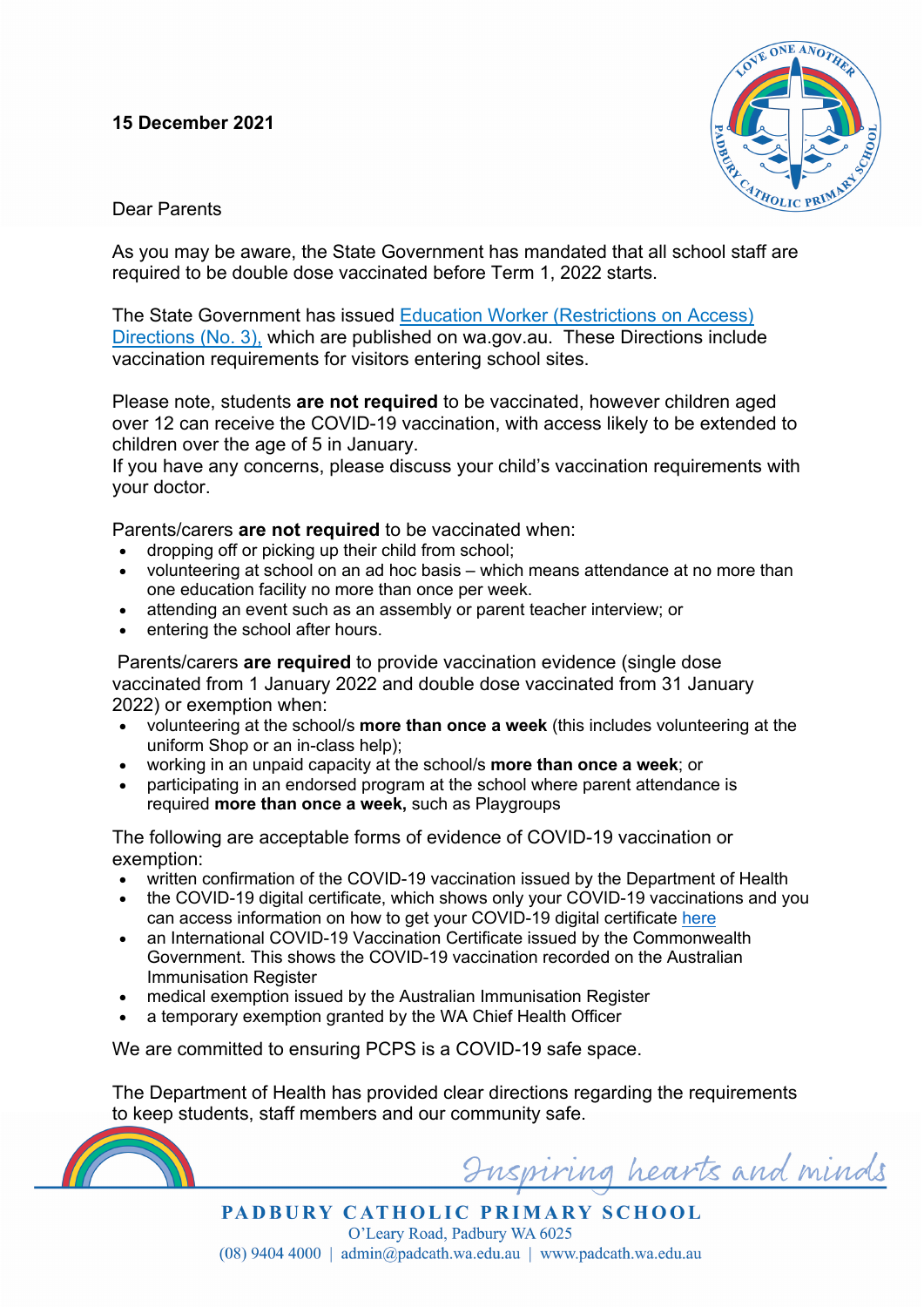**15 December 2021**

Dear Parents

As you may be aware, the State Government has mandated that all school staff are required to be double dose vaccinated before Term 1, 2022 starts.

The State Government has issued [Education Worker (Restrictions on Access) Directions (No. 3),](#) which are published on wa.gov.au. These Directions include vaccination requirements for visitors entering school sites.

Please note, students **are not required** to be vaccinated, however children aged over 12 can receive the COVID-19 vaccination, with access likely to be extended to children over the age of 5 in January.
If you have any concerns, please discuss your child's vaccination requirements with your doctor.

Parents/carers **are not required** to be vaccinated when:

- dropping off or picking up their child from school;
- volunteering at school on an ad hoc basis – which means attendance at no more than one education facility no more than once per week.
- attending an event such as an assembly or parent teacher interview; or
- entering the school after hours.

Parents/carers **are required** to provide vaccination evidence (single dose vaccinated from 1 January 2022 and double dose vaccinated from 31 January 2022) or exemption when:

- volunteering at the school/s **more than once a week** (this includes volunteering at the uniform Shop or an in-class help);
- working in an unpaid capacity at the school/s **more than once a week**; or
- participating in an endorsed program at the school where parent attendance is required **more than once a week,** such as Playgroups

The following are acceptable forms of evidence of COVID-19 vaccination or exemption:

- written confirmation of the COVID-19 vaccination issued by the Department of Health
- the COVID-19 digital certificate, which shows only your COVID-19 vaccinations and you can access information on how to get your COVID-19 digital certificate [here](#)
- an International COVID-19 Vaccination Certificate issued by the Commonwealth Government. This shows the COVID-19 vaccination recorded on the Australian Immunisation Register
- medical exemption issued by the Australian Immunisation Register
- a temporary exemption granted by the WA Chief Health Officer

We are committed to ensuring PCPS is a COVID-19 safe space.

The Department of Health has provided clear directions regarding the requirements to keep students, staff members and our community safe.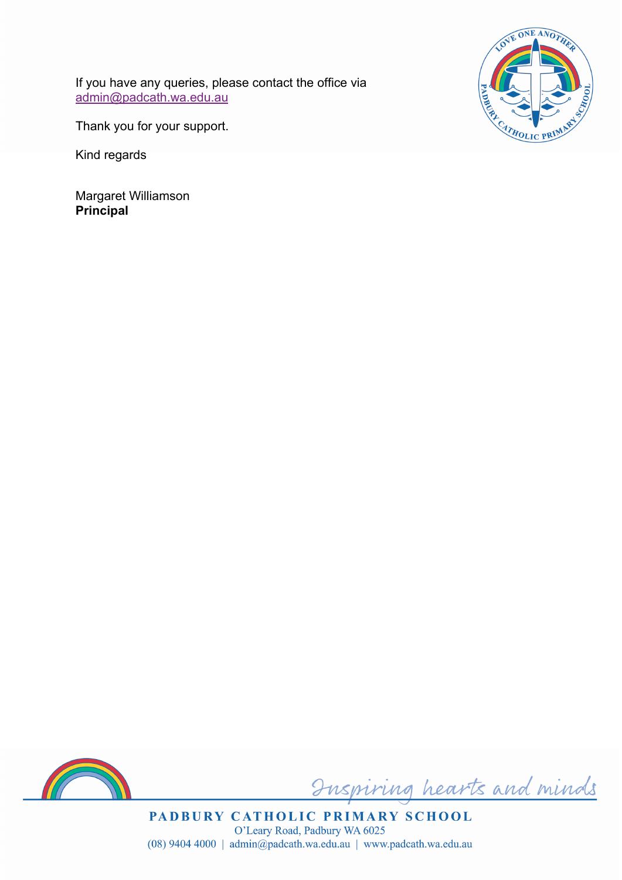If you have any queries, please contact the office via admin@padcath.wa.edu.au

Thank you for your support.

Kind regards

Margaret Williamson
**Principal**